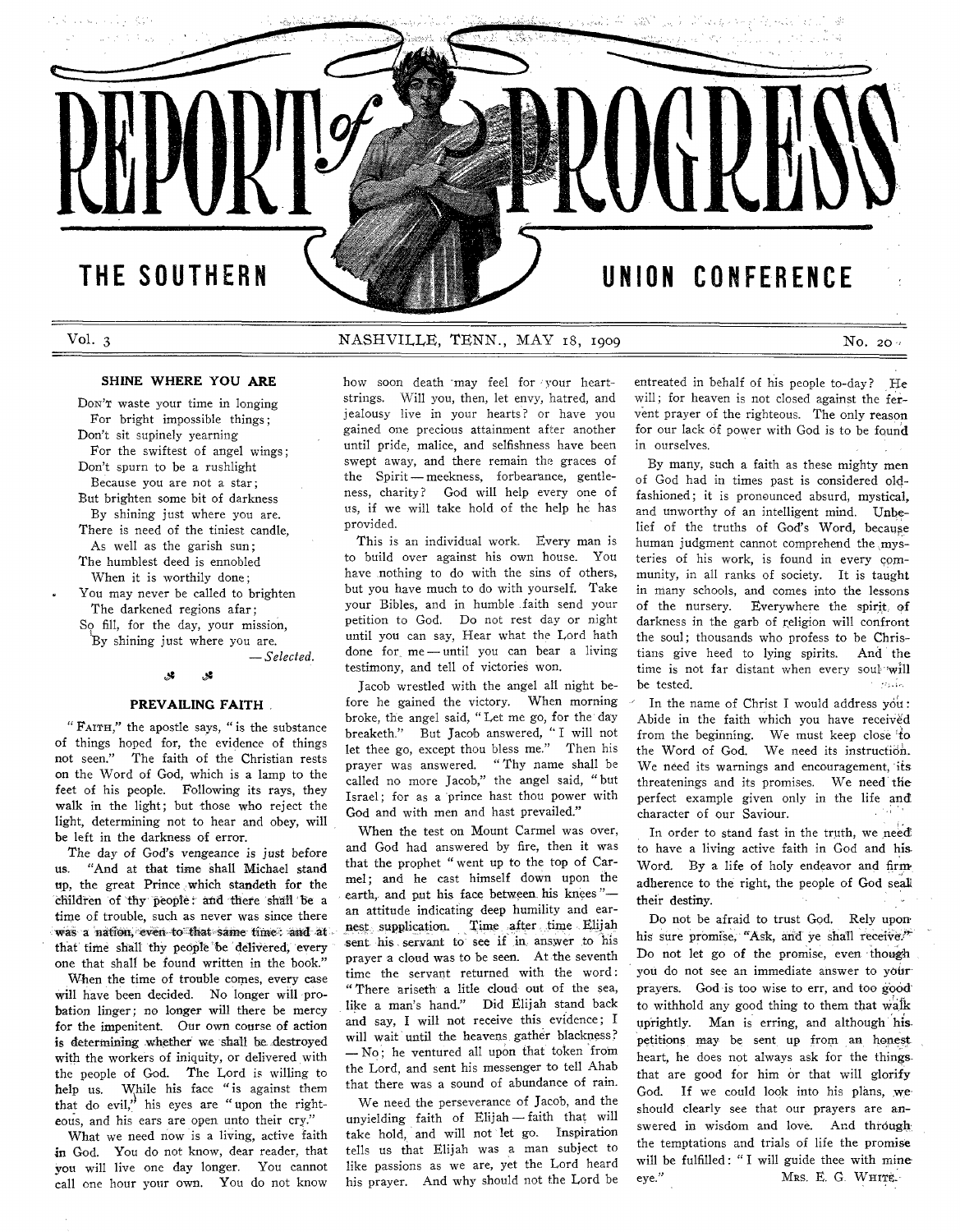# REPORT of PROGRESS

## THE SOUTHERN UNION CONFERENCE

Vol. 3 NASHVILLE, TENN., MAY 18, 1909 No. 20

### SHINE WHERE YOU ARE

DON'T waste your time in longing
For bright impossible things;
Don't sit supinely yearning
For the swiftest of angel wings;
Don't spurn to be a rushlight
Because you are not a star;
But brighten some bit of darkness
By shining just where you are.
There is need of the tiniest candle,
As well as the garish sun;
The humblest deed is ennobled
When it is worthily done;
You may never be called to brighten
The darkened regions afar;
So fill, for the day, your mission,
By shining just where you are.

— *Selected.*

### PREVAILING FAITH

"FAITH," the apostle says, "is the substance of things hoped for, the evidence of things not seen." The faith of the Christian rests on the Word of God, which is a lamp to the feet of his people. Following its rays, they walk in the light; but those who reject the light, determining not to hear and obey, will be left in the darkness of error.

The day of God's vengeance is just before us. "And at that time shall Michael stand up, the great Prince which standeth for the children of thy people: and there shall be a time of trouble, such as never was since there was a nation, even to that same time: and at that time shall thy people be delivered, every one that shall be found written in the book."

When the time of trouble comes, every case will have been decided. No longer will probation linger; no longer will there be mercy for the impenitent. Our own course of action is determining whether we shall be destroyed with the workers of iniquity, or delivered with the people of God. The Lord is willing to help us. While his face "is against them that do evil," his eyes are "upon the righteous, and his ears are open unto their cry."

What we need now is a living, active faith in God. You do not know, dear reader, that you will live one day longer. You cannot call one hour your own. You do not know how soon death may feel for your heartstrings. Will you, then, let envy, hatred, and jealousy live in your hearts? or have you gained one precious attainment after another until pride, malice, and selfishness have been swept away, and there remain the graces of the Spirit — meekness, forbearance, gentleness, charity? God will help every one of us, if we will take hold of the help he has provided.

This is an individual work. Every man is to build over against his own house. You have nothing to do with the sins of others, but you have much to do with yourself. Take your Bibles, and in humble faith send your petition to God. Do not rest day or night until you can say, Hear what the Lord hath done for me — until you can bear a living testimony, and tell of victories won.

Jacob wrestled with the angel all night before he gained the victory. When morning broke, the angel said, "Let me go, for the day breaketh." But Jacob answered, "I will not let thee go, except thou bless me." Then his prayer was answered. "Thy name shall be called no more Jacob," the angel said, "but Israel; for as a prince hast thou power with God and with men and hast prevailed."

When the test on Mount Carmel was over, and God had answered by fire, then it was that the prophet "went up to the top of Carmel; and he cast himself down upon the earth, and put his face between his knees" — an attitude indicating deep humility and earnest supplication. Time after time Elijah sent his servant to see if in answer to his prayer a cloud was to be seen. At the seventh time the servant returned with the word: "There ariseth a litle cloud out of the sea, like a man's hand." Did Elijah stand back and say, I will not receive this evidence; I will wait until the heavens gather blackness? — No; he ventured all upon that token from the Lord, and sent his messenger to tell Ahab that there was a sound of abundance of rain.

We need the perseverance of Jacob, and the unyielding faith of Elijah — faith that will take hold, and will not let go. Inspiration tells us that Elijah was a man subject to like passions as we are, yet the Lord heard his prayer. And why should not the Lord be entreated in behalf of his people to-day? He will; for heaven is not closed against the fervent prayer of the righteous. The only reason for our lack of power with God is to be found in ourselves.

By many, such a faith as these mighty men of God had in times past is considered old-fashioned; it is pronounced absurd, mystical, and unworthy of an intelligent mind. Unbelief of the truths of God's Word, because human judgment cannot comprehend the mysteries of his work, is found in every community, in all ranks of society. It is taught in many schools, and comes into the lessons of the nursery. Everywhere the spirit of darkness in the garb of religion will confront the soul; thousands who profess to be Christians give heed to lying spirits. And the time is not far distant when every soul will be tested.

In the name of Christ I would address you: Abide in the faith which you have received from the beginning. We must keep close to the Word of God. We need its instruction. We need its warnings and encouragement, its threatenings and its promises. We need the perfect example given only in the life and character of our Saviour.

In order to stand fast in the truth, we need to have a living active faith in God and his Word. By a life of holy endeavor and firm adherence to the right, the people of God seal their destiny.

Do not be afraid to trust God. Rely upon his sure promise, "Ask, and ye shall receive." Do not let go of the promise, even though you do not see an immediate answer to your prayers. God is too wise to err, and too good to withhold any good thing to them that walk uprightly. Man is erring, and although his petitions may be sent up from an honest heart, he does not always ask for the things that are good for him or that will glorify God. If we could look into his plans, we should clearly see that our prayers are answered in wisdom and love. And through the temptations and trials of life the promise will be fulfilled: "I will guide thee with mine eye."

MRS. E. G. WHITE.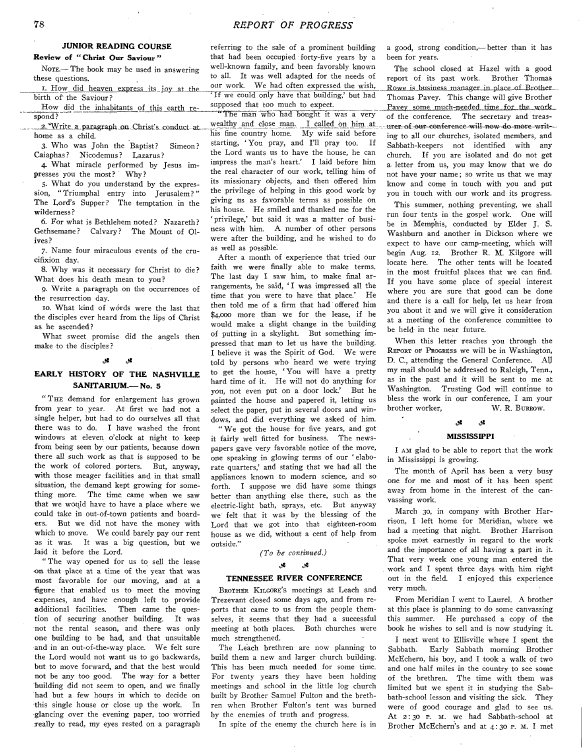### JUNIOR READING COURSE

**Review of "Christ Our Saviour"**

NOTE.— The book may be used in answering these questions.

1. How did heaven express its joy at the birth of the Saviour?

How did the inhabitants of this earth respond?

2. Write a paragraph on Christ's conduct at home as a child.

3. Who was John the Baptist? Simeon? Caiaphas? Nicodemus? Lazarus?

4. What miracle performed by Jesus impresses you the most? Why?

5. What do you understand by the expression, "Triumphal entry into Jerusalem?" The Lord's Supper? The temptation in the wilderness?

6. For what is Bethlehem noted? Nazareth? Gethsemane? Calvary? The Mount of Olives?

7. Name four miraculous events of the crucifixion day.

8. Why was it necessary for Christ to die? What does his death mean to you?

9. Write a paragraph on the occurrences of the resurrection day.

10. What kind of words were the last that the disciples ever heard from the lips of Christ as he ascended?

What sweet promise did the angels then make to the disciples?

## EARLY HISTORY OF THE NASHVILLE SANITARIUM.— No. 5

"THE demand for enlargement has grown from year to year. At first we had not a single helper, but had to do ourselves all that there was to do. I have washed the front windows at eleven o'clock at night to keep from being seen by our patients, because down there all such work as that is supposed to be the work of colored porters. But, anyway, with those meager facilities and in that small situation, the demand kept growing for something more. The time came when we saw that we would have to have a place where we could take in out-of-town patients and boarders. But we did not have the money with which to move. We could barely pay our rent as it was. It was a big question, but we laid it before the Lord.

"The way opened for us to sell the lease on that place at a time of the year that was most favorable for our moving, and at a figure that enabled us to meet the moving expenses, and have enough left to provide additional facilities. Then came the question of securing another building. It was not the rental season, and there was only one building to be had, and that unsuitable and in an out-of-the-way place. We felt sure the Lord would not want us to go backwards, but to move forward, and that the best would not be any too good. The way for a better building did not seem to open, and we finally had but a few hours in which to decide on this single house or close up the work. In glancing over the evening paper, too worried really to read, my eyes rested on a paragraph referring to the sale of a prominent building that had been occupied forty-five years by a well-known family, and been favorably known to all. It was well adapted for the needs of our work. We had often expressed the wish, 'If we could only have that building,' but had supposed that too much to expect.

"The man who had bought it was a very wealthy and close man. I called on him at his fine country home. My wife said before starting, 'You pray, and I'll pray too. If the Lord wants us to have the house, he can impress the man's heart.' I laid before him the real character of our work, telling him of its missionary objects, and then offered him the privilege of helping in this good work by giving us as favorable terms as possible on his house. He smiled and thanked me for the 'privilege,' but said it was a matter of business with him. A number of other persons were after the building, and he wished to do as well as possible.

After a month of experience that tried our faith we were finally able to make terms. The last day I saw him, to make final arrangements, he said, 'I was impressed all the time that you were to have that place.' He then told me of a firm that had offered him $4,000 more than we for the lease, if he would make a slight change in the building of putting in a skylight. But something impressed that man to let us have the building. I believe it was the Spirit of God. We were told by persons who heard we were trying to get the house, 'You will have a pretty hard time of it. He will not do anything for you, not even put on a door lock.' But he painted the house and papered it, letting us select the paper, put in several doors and windows, and did everything we asked of him.

"We got the house for five years, and got it fairly well fitted for business. The newspapers gave very favorable notice of the move, one speaking in glowing terms of our 'elaborate quarters,' and stating that we had all the appliances known to modern science, and so forth. I suppose we did have some things better than anything else there, such as the electric-light bath, sprays, etc. But anyway we felt that it was by the blessing of the Lord that we got into that eighteen-room house as we did, without a cent of help from outside."

*(To be continued.)*

## TENNESSEE RIVER CONFERENCE

BROTHER KILGORE'S meetings at Leach and Trezevant closed some days ago, and from reports that came to us from the people themselves, it seems that they had a successful meeting at both places. Both churches were much strengthened.

The Leach brethren are now planning to build them a new and larger church building. This has been much needed for some time. For twenty years they have been holding meetings and school in the little log church built by Brother Samuel Fulton and the brethren when Brother Fulton's tent was burned by the enemies of truth and progress.

In spite of the enemy the church here is in a good, strong condition,— better than it has been for years.

The school closed at Hazel with a good report of its past work. Brother Thomas Rowe is business manager in place of Brother Thomas Pavey. This change will give Brother Pavey some much-needed time for the work of the conference. The secretary and treasurer of our conference will now do more writing to all our churches, isolated members, and Sabbath-keepers not identified with any church. If you are isolated and do not get a letter from us, you may know that we do not have your name; so write us that we may know and come in touch with you and put you in touch with our work and its progress.

This summer, nothing preventing, we shall run four tents in the gospel work. One will be in Memphis, conducted by Elder J. S. Washburn and another in Dickson where we expect to have our camp-meeting, which will begin Aug. 12. Brother R. M. Kilgore will locate here. The other tents will be located in the most fruitful places that we can find. If you have some place of special interest where you are sure that good can be done and there is a call for help, let us hear from you about it and we will give it consideration at a meeting of the conference committee to be held in the near future.

When this letter reaches you through the REPORT OF PROGRESS we will be in Washington, D. C., attending the General Conference. All my mail should be addressed to Raleigh, Tenn., as in the past and it will be sent to me at Washington. Trusting God will continue to bless the work in our conference, I am your brother worker, W. R. BURROW.

## MISSISSIPPI

I AM glad to be able to report that the work in Mississippi is growing.

The month of April has been a very busy one for me and most of it has been spent away from home in the interest of the canvassing work.

March 30, in company with Brother Harrison, I left home for Meridian, where we had a meeting that night. Brother Harrison spoke most earnestly in regard to the work and the importance of all having a part in it. That very week one young man entered the work and I spent three days with him right out in the field. I enjoyed this experience very much.

From Meridian I went to Laurel. A brother at this place is planning to do some canvassing this summer. He purchased a copy of the book he wishes to sell and is now studying it.

I next went to Ellisville where I spent the Sabbath. Early Sabbath morning Brother McEchern, his boy, and I took a walk of two and one half miles in the country to see some of the brethren. The time with them was limited but we spent it in studying the Sabbath-school lesson and visiting the sick. They were of good courage and glad to see us. At 2:30 P. M. we had Sabbath-school at Brother McEchern's and at 4:30 P. M. I met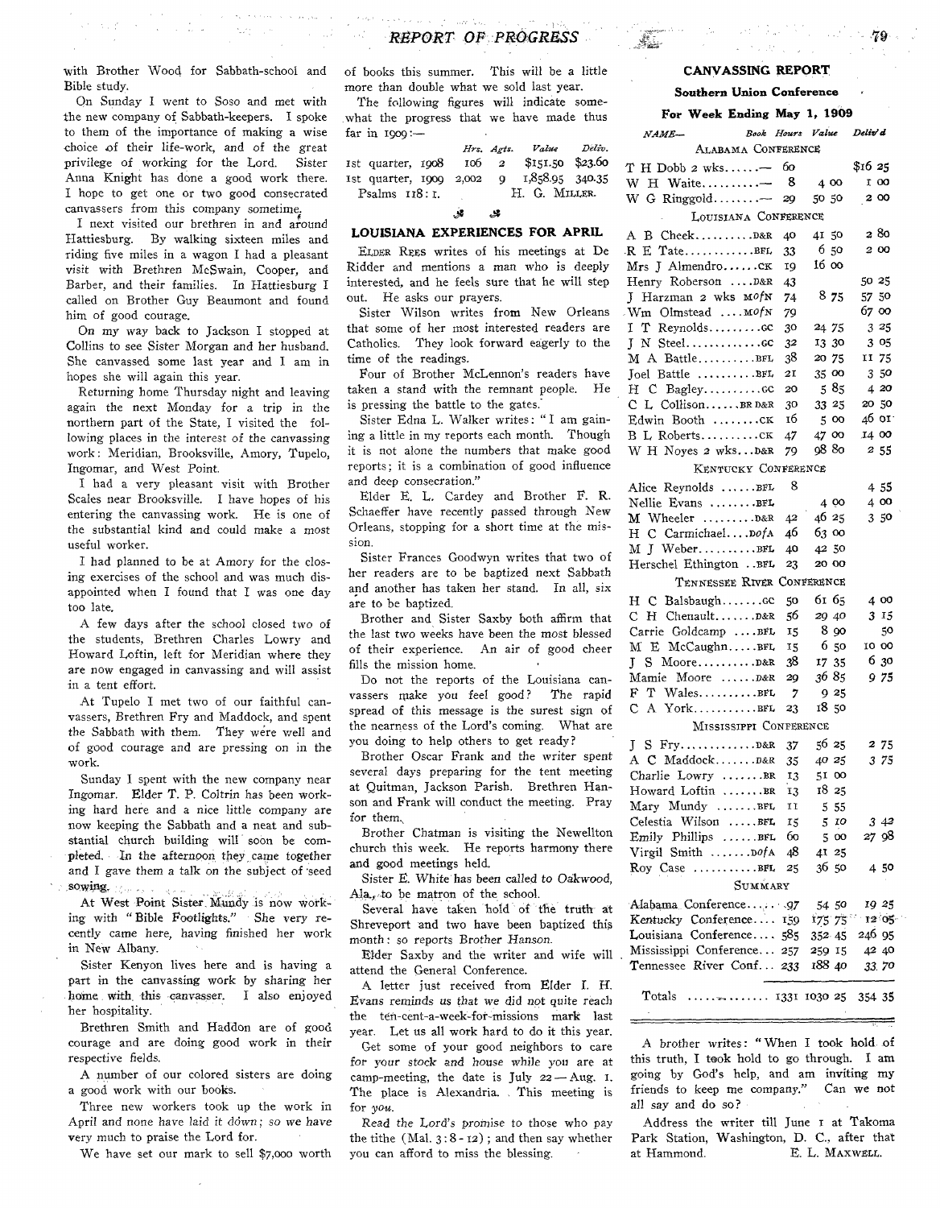with Brother Wood for Sabbath-school and Bible study.

On Sunday I went to Soso and met with the new company of Sabbath-keepers. I spoke to them of the importance of making a wise choice of their life-work, and of the great privilege of working for the Lord. Sister Anna Knight has done a good work there. I hope to get one or two good consecrated canvassers from this company sometime.

I next visited our brethren in and around Hattiesburg. By walking sixteen miles and riding five miles in a wagon I had a pleasant visit with Brethren McSwain, Cooper, and Barber, and their families. In Hattiesburg I called on Brother Guy Beaumont and found him of good courage.

On my way back to Jackson I stopped at Collins to see Sister Morgan and her husband. She canvassed some last year and I am in hopes she will again this year.

Returning home Thursday night and leaving again the next Monday for a trip in the northern part of the State, I visited the following places in the interest of the canvassing work: Meridian, Brooksville, Amory, Tupelo, Ingomar, and West Point.

I had a very pleasant visit with Brother Scales near Brooksville. I have hopes of his entering the canvassing work. He is one of the substantial kind and could make a most useful worker.

I had planned to be at Amory for the closing exercises of the school and was much disappointed when I found that I was one day too late.

A few days after the school closed two of the students, Brethren Charles Lowry and Howard Loftin, left for Meridian where they are now engaged in canvassing and will assist in a tent effort.

At Tupelo I met two of our faithful canvassers, Brethren Fry and Maddock, and spent the Sabbath with them. They were well and of good courage and are pressing on in the work.

Sunday I spent with the new company near Ingomar. Elder T. P. Coltrin has been working hard here and a nice little company are now keeping the Sabbath and a neat and substantial church building will soon be completed. In the afternoon they came together and I gave them a talk on the subject of seed sowing.

At West Point Sister Mundy is now working with "Bible Footlights." She very recently came here, having finished her work in New Albany.

Sister Kenyon lives here and is having a part in the canvassing work by sharing her home with this canvasser. I also enjoyed her hospitality.

Brethren Smith and Haddon are of good courage and are doing good work in their respective fields.

A number of our colored sisters are doing a good work with our books.

Three new workers took up the work in April and none have laid it down; so we have very much to praise the Lord for.

We have set our mark to sell $7,000 worth of books this summer. This will be a little more than double what we sold last year.

The following figures will indicate somewhat the progress that we have made thus far in 1909:—

| | Hrs. | Agts. | Value | Deliv. |
|---|---|---|---|---|
| 1st quarter, 1908 | 106 | 2 | $151.50 | $23.60 |
| 1st quarter, 1909 | 2,002 | 9 | 1,858.95 | 340.35 |

Psalms 118:1.

H. G. MILLER.

## LOUISIANA EXPERIENCES FOR APRIL

ELDER REES writes of his meetings at De Ridder and mentions a man who is deeply interested, and he feels sure that he will step out. He asks our prayers.

Sister Wilson writes from New Orleans that some of her most interested readers are Catholics. They look forward eagerly to the time of the readings.

Four of Brother McLennon's readers have taken a stand with the remnant people. He is pressing the battle to the gates.

Sister Edna L. Walker writes: "I am gaining a little in my reports each month. Though it is not alone the numbers that make good reports; it is a combination of good influence and deep consecration."

Elder E. L. Cardey and Brother F. R. Schaeffer have recently passed through New Orleans, stopping for a short time at the mission.

Sister Frances Goodwyn writes that two of her readers are to be baptized next Sabbath and another has taken her stand. In all, six are to be baptized.

Brother and Sister Saxby both affirm that the last two weeks have been the most blessed of their experience. An air of good cheer fills the mission home.

Do not the reports of the Louisiana canvassers make you feel good? The rapid spread of this message is the surest sign of the nearness of the Lord's coming. What are you doing to help others to get ready?

Brother Oscar Frank and the writer spent several days preparing for the tent meeting at Quitman, Jackson Parish. Brethren Hanson and Frank will conduct the meeting. Pray for them.

Brother Chatman is visiting the Newellton church this week. He reports harmony there and good meetings held.

Sister E. White has been called to Oakwood, Ala., to be matron of the school.

Several have taken hold of the truth at Shreveport and two have been baptized this month: so reports Brother Hanson.

Elder Saxby and the writer and wife will attend the General Conference.

A letter just received from Elder I. H. Evans reminds us that we did not quite reach the ten-cent-a-week-for-missions mark last year. Let us all work hard to do it this year.

Get some of your good neighbors to care for your stock and house while you are at camp-meeting, the date is July 22—Aug. 1. The place is Alexandria. This meeting is for *you*.

Read the Lord's promise to those who pay the tithe (Mal. 3:8-12); and then say whether you can afford to miss the blessing.

## CANVASSING REPORT

### Southern Union Conference

### For Week Ending May 1, 1909

| NAME— | Book | Hours | Value | Deliv'd |
|---|---|---|---|---|
| **ALABAMA CONFERENCE** | | | | |
| T H Dobb 2 wks | — | 60 | | $16 25 |
| W H Waite | — | 8 | 4 00 | 1 00 |
| W G Ringgold | — | 29 | 50 50 | 2 00 |
| **LOUISIANA CONFERENCE** | | | | |
| A B Cheek | D&R | 40 | 41 50 | 2 80 |
| R E Tate | BFL | 33 | 6 50 | 2 00 |
| Mrs J Almendro | CK | 19 | 16 00 | |
| Henry Roberson | D&R | 43 | | 50 25 |
| J Harzman 2 wks | MofN | 74 | 8 75 | 57 50 |
| Wm Olmstead | MofN | 79 | | 67 00 |
| I T Reynolds | GC | 30 | 24 75 | 3 25 |
| J N Steel | GC | 32 | 13 30 | 3 05 |
| M A Battle | BFL | 38 | 20 75 | 11 75 |
| Joel Battle | BFL | 21 | 35 00 | 3 50 |
| H C Bagley | GC | 20 | 5 85 | 4 20 |
| C L Collison | BR D&R | 30 | 33 25 | 20 50 |
| Edwin Booth | CK | 16 | 5 00 | 46 01 |
| B L Roberts | CK | 47 | 47 00 | 14 00 |
| W H Noyes 2 wks | D&R | 79 | 98 80 | 2 55 |
| **KENTUCKY CONFERENCE** | | | | |
| Alice Reynolds | BFL | 8 | | 4 55 |
| Nellie Evans | BFL | | 4 00 | 4 00 |
| M Wheeler | D&R | 42 | 46 25 | 3 50 |
| H C Carmichael | DofA | 46 | 63 00 | |
| M J Weber | BFL | 40 | 42 50 | |
| Herschel Ethington | BFL | 23 | 20 00 | |
| **TENNESSEE RIVER CONFERENCE** | | | | |
| H C Balsbaugh | GC | 50 | 61 65 | 4 00 |
| C H Chenault | D&R | 56 | 29 40 | 3 15 |
| Carrie Goldcamp | BFL | 15 | 8 90 | 50 |
| M E McCaughn | BFL | 15 | 6 50 | 10 00 |
| J S Moore | D&R | 38 | 17 35 | 6 30 |
| Mamie Moore | D&R | 29 | 36 85 | 9 75 |
| F T Wales | BFL | 7 | 9 25 | |
| C A York | BFL | 23 | 18 50 | |
| **MISSISSIPPI CONFERENCE** | | | | |
| J S Fry | D&R | 37 | 56 25 | 2 75 |
| A C Maddock | D&R | 35 | 40 25 | 3 75 |
| Charlie Lowry | BR | 13 | 51 00 | |
| Howard Loftin | BR | 13 | 18 25 | |
| Mary Mundy | BFL | 11 | 5 55 | |
| Celestia Wilson | BFL | 15 | 5 10 | 3 42 |
| Emily Phillips | BFL | 60 | 5 00 | 27 98 |
| Virgil Smith | DofA | 48 | 41 25 | |
| Roy Case | BFL | 25 | 36 50 | 4 50 |
| **SUMMARY** | | | | |
| Alabama Conference | | 97 | 54 50 | 19 25 |
| Kentucky Conference | | 159 | 175 75 | 12 05 |
| Louisiana Conference | | 585 | 352 45 | 246 95 |
| Mississippi Conference | | 257 | 259 15 | 42 40 |
| Tennessee River Conf. | | 233 | 188 40 | 33 70 |
| Totals | | 1331 | 1030 25 | 354 35 |

A brother writes: "When I took hold of this truth, I took hold to go through. I am going by God's help, and am inviting my friends to keep me company." Can we not all say and do so?

Address the writer till June 1 at Takoma Park Station, Washington, D. C., after that at Hammond.

E. L. MAXWELL.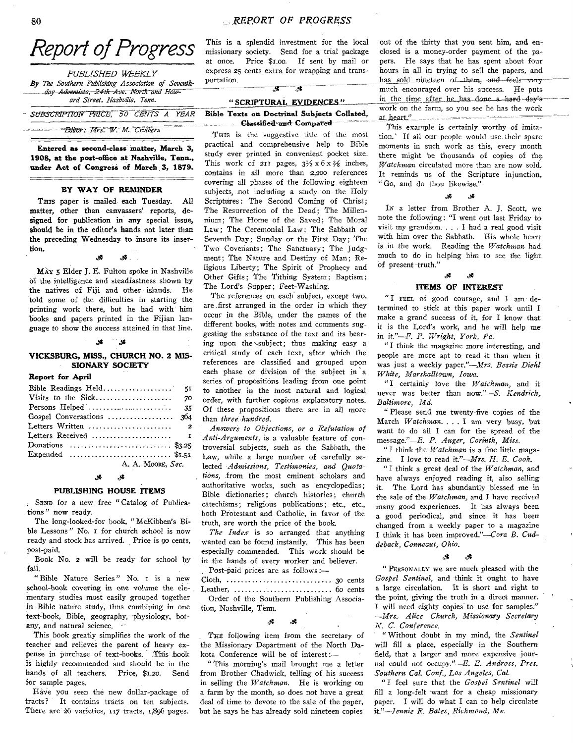# Report of Progress

*PUBLISHED WEEKLY*

*By The Southern Publishing Association of Seventh-day Adventists, 24th Ave. North and Howard Street, Nashville, Tenn.*

*SUBSCRIPTION PRICE, 50 CENTS A YEAR*

*Editor: Mrs. W. M. Crothers*

**Entered as second-class matter, March 3, 1908, at the post-office at Nashville, Tenn., under Act of Congress of March 3, 1879.**

## BY WAY OF REMINDER

THIS paper is mailed each Tuesday. All matter, other than canvassers' reports, designed for publication in any special issue, should be in the editor's hands not later than the preceding Wednesday to insure its insertion.

MAY 5 Elder J. E. Fulton spoke in Nashville of the intelligence and steadfastness shown by the natives of Fiji and other islands. He told some of the difficulties in starting the printing work there, but he had with him books and papers printed in the Fijian language to show the success attained in that line.

## VICKSBURG, MISS., CHURCH NO. 2 MISSIONARY SOCIETY

**Report for April**

| | |
|---|---|
| Bible Readings Held | 51 |
| Visits to the Sick | 70 |
| Persons Helped | 35 |
| Gospel Conversations | 364 |
| Letters Written | 2 |
| Letters Received | 1 |
| Donations | $3.25 |
| Expended | $1.51 |

A. A. MOORE, *Sec.*

## PUBLISHING HOUSE ITEMS

SEND for a new free "Catalog of Publications" now ready.

The long-looked-for book, "McKibben's Bible Lessons" No. 1 for church school is now ready and stock has arrived. Price is 90 cents, post-paid.

Book No. 2 will be ready for school by fall.

"Bible Nature Series" No. 1 is a new school-book covering in one volume the elementary studies most easily grouped together in Bible nature study, thus combining in one text-book, Bible, geography, physiology, botany, and natural science.

This book greatly simplifies the work of the teacher and relieves the parent of heavy expense in purchase of text-books. This book is highly recommended and should be in the hands of all teachers. Price, $1.20. Send for sample pages.

Have you seen the new dollar-package of tracts? It contains tracts on ten subjects. There are 26 varieties, 117 tracts, 1,896 pages. This is a splendid investment for the local missionary society. Send for a trial package at once. Price $1.00. If sent by mail or express 25 cents extra for wrapping and transportation.

## "SCRIPTURAL EVIDENCES"

**Bible Texts on Doctrinal Subjects Collated, Classified and Compared**

THIS is the suggestive title of the most practical and comprehensive help to Bible study ever printed in convenient pocket size. This work of 211 pages, 3½ x 6 x ⅜ inches, contains in all more than 2,200 references covering all phases of the following eighteen subjects, not including a study on the Holy Scriptures: The Second Coming of Christ; The Resurrection of the Dead; The Millennium; The Home of the Saved; The Moral Law; The Ceremonial Law; The Sabbath or Seventh Day; Sunday or the First Day; The Two Covenants; The Sanctuary; The Judgment; The Nature and Destiny of Man; Religious Liberty; The Spirit of Prophecy and Other Gifts; The Tithing System; Baptism; The Lord's Supper; Feet-Washing.

The references on each subject, except two, are first arranged in the order in which they occur in the Bible, under the names of the different books, with notes and comments suggesting the substance of the text and its bearing upon the subject; thus making easy a critical study of each text, after which the references are classified and grouped upon each phase or division of the subject in a series of propositions leading from one point to another in the most natural and logical order, with further copious explanatory notes. Of these propositions there are in all more than *three hundred.*

*Answers to Objections, or a Refutation of Anti-Arguments*, is a valuable feature of controversial subjects, such as the Sabbath, the Law, while a large number of carefully selected *Admissions, Testimonies, and Quotations*, from the most eminent scholars and authoritative works, such as encyclopedias; Bible dictionaries; church histories; church catechisms; religious publications; etc., etc., both Protestant and Catholic, in favor of the truth, are worth the price of the book.

*The Index* is so arranged that anything wanted can be found instantly. This has been especially commended. This work should be in the hands of every worker and believer.

Post-paid prices are as follows:—

| | |
|---|---|
| Cloth, | 30 cents |
| Leather, | 60 cents |

Order of the Southern Publishing Association, Nashville, Tenn.

THE following item from the secretary of the Missionary Department of the North Dakota Conference will be of interest:—

"This morning's mail brought me a letter from Brother Chadwick, telling of his success in selling the *Watchman*. He is working on a farm by the month, so does not have a great deal of time to devote to the sale of the paper, but he says he has already sold nineteen copies out of the thirty that you sent him, and enclosed is a money-order payment of the papers. He says that he has spent about four hours in all in trying to sell the papers, and has sold nineteen of them, and feels very much encouraged over his success. He puts in the time after he has done a hard day's work on the farm, so you see he has the work at heart."

This example is certainly worthy of imitation. If all our people would use their spare moments in such work as this, every month there might be thousands of copies of the *Watchman* circulated more than are now sold. It reminds us of the Scripture injunction, "Go, and do thou likewise."

IN a letter from Brother A. J. Scott, we note the following: "I went out last Friday to visit my grandson. . . . I had a real good visit with him over the Sabbath. His whole heart is in the work. Reading the *Watchman* had much to do in helping him to see the light of present truth."

## ITEMS OF INTEREST

"I FEEL of good courage, and I am determined to stick at this paper work until I make a grand success of it, for I know that it is the Lord's work, and he will help me in it."—*F. P. Wright, York, Pa.*

"I think the magazine more interesting, and people are more apt to read it than when it was just a weekly paper."—*Mrs. Bessie Diehl White, Marshalltown, Iowa.*

"I certainly love the *Watchman*, and it never was better than now."—*S. Kendrick, Baltimore, Md.*

"Please send me twenty-five copies of the March *Watchman*. . . . I am very busy, but want to do all I can for the spread of the message."—*E. P. Auger, Corinth, Miss.*

"I think the *Watchman* is a fine little magazine. I love to read it."—*Mrs. H. E. Cook.*

"I think a great deal of the *Watchman*, and have always enjoyed reading it, also selling it. The Lord has abundantly blessed me in the sale of the *Watchman*, and I have received many good experiences. It has always been a good periodical, and since it has been changed from a weekly paper to a magazine I think it has been improved."—*Cora B. Cuddeback, Conneaut, Ohio.*

"PERSONALLY we are much pleased with the *Gospel Sentinel*, and think it ought to have a large circulation. It is short and right to the point, giving the truth in a direct manner. I will need eighty copies to use for samples."—*Mrs. Alice Church, Missionary Secretary N. C. Conference.*

"Without doubt in my mind, the *Sentinel* will fill a place, especially in the Southern field, that a larger and more expensive journal could not occupy."—*E. E. Andross, Pres. Southern Cal. Conf., Los Angeles, Cal.*

"I feel sure that the *Gospel Sentinel* will fill a long-felt want for a cheap missionary paper. I will do what I can to help circulate it."—*Jennie R. Bates, Richmond, Me.*